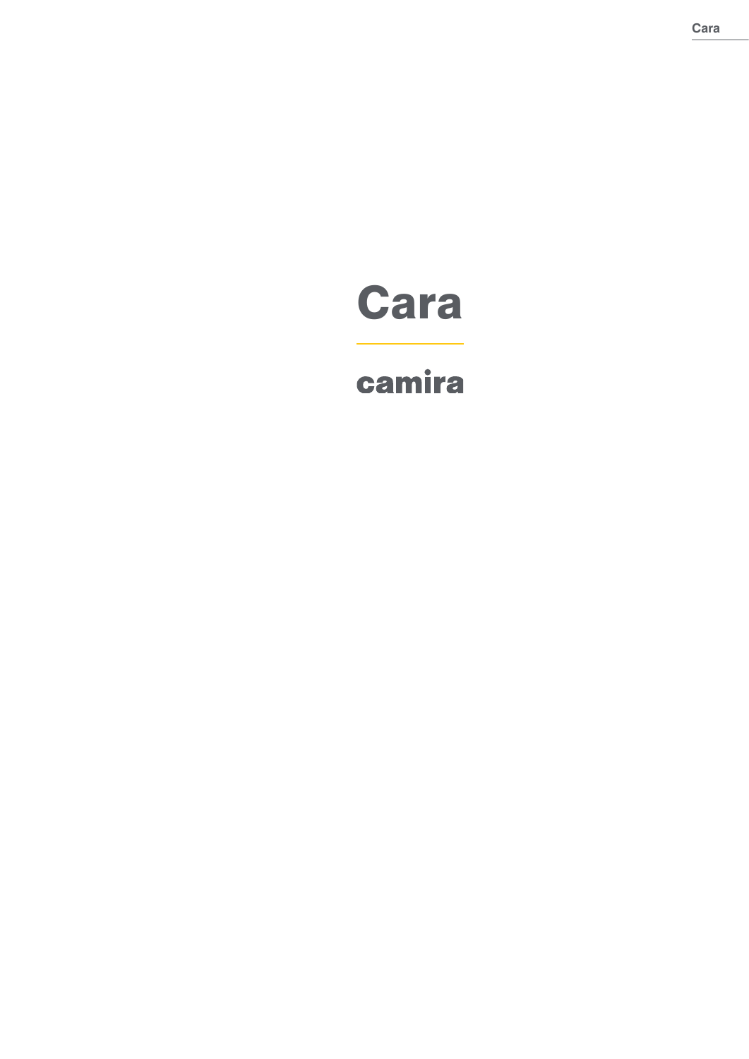# Cara

camira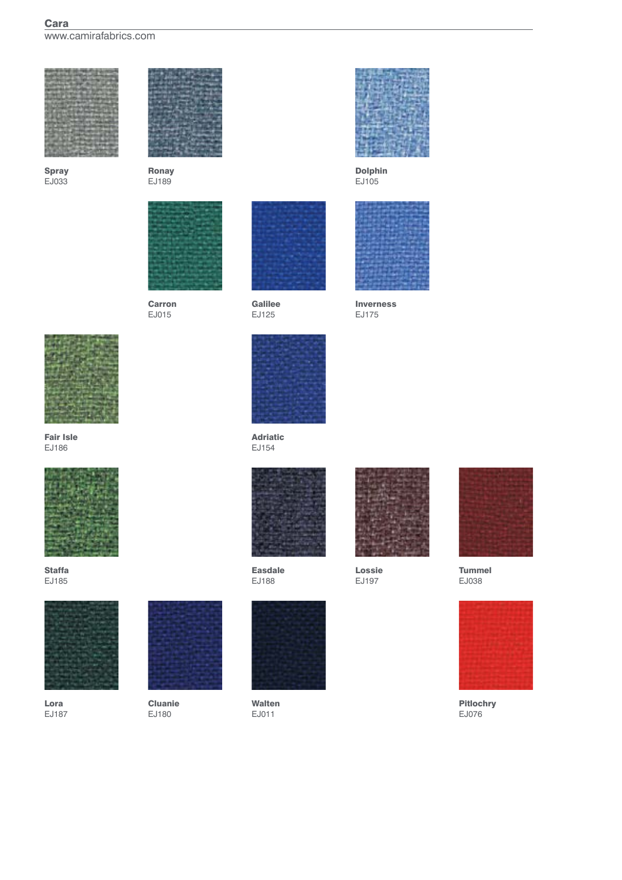**Cara**
www.camirafabrics.com

**Spray**
EJ033

**Ronay**
EJ189

**Dolphin**
EJ105

**Carron**
EJ015

**Galilee**
EJ125

**Inverness**
EJ175

**Fair Isle**
EJ186

**Adriatic**
EJ154

**Staffa**
EJ185

**Easdale**
EJ188

**Lossie**
EJ197

**Tummel**
EJ038

**Lora**
EJ187

**Cluanie**
EJ180

**Walten**
EJ011

**Pitlochry**
EJ076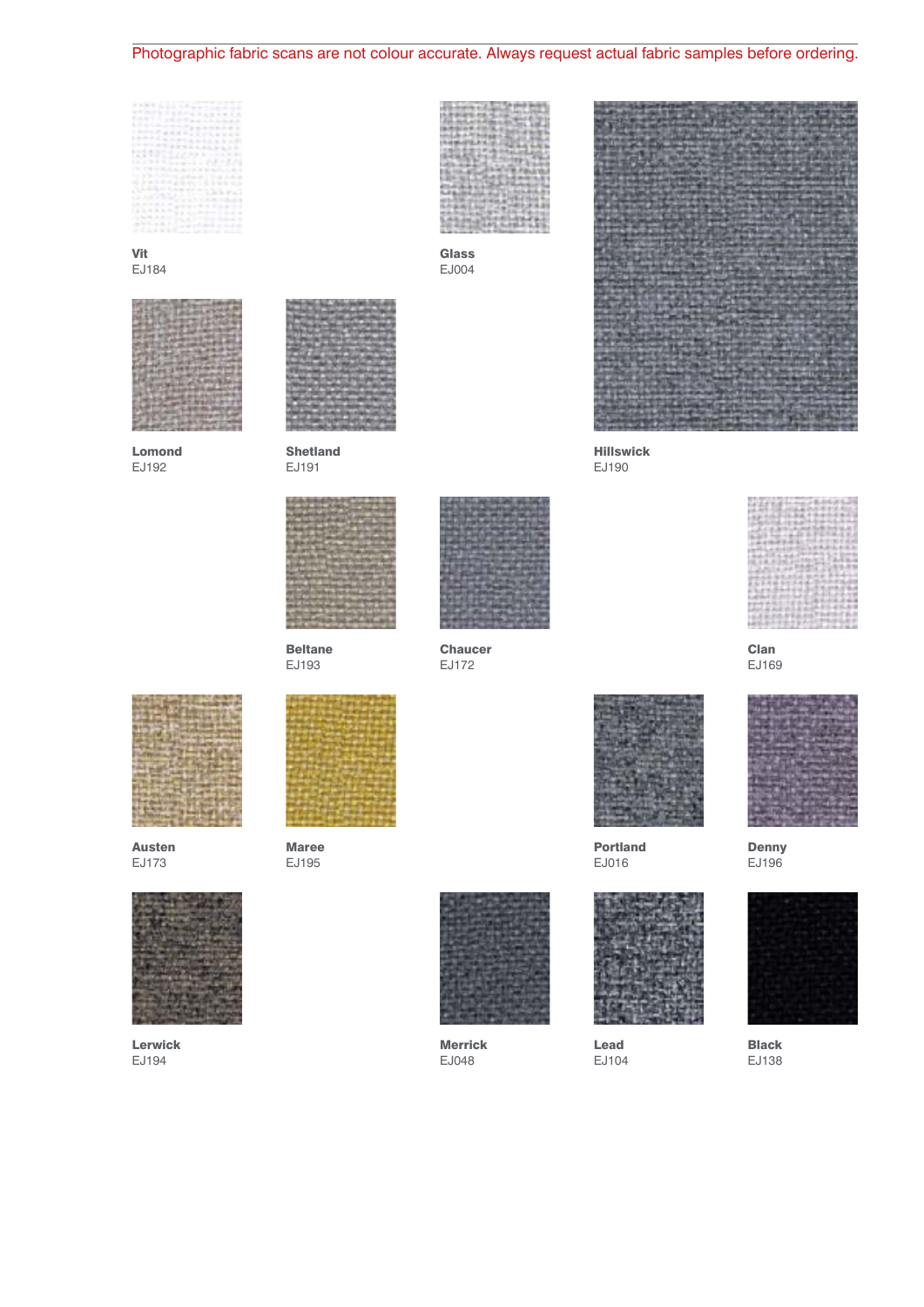Photographic fabric scans are not colour accurate. Always request actual fabric samples before ordering.

**Vit**
EJ184

**Glass**
EJ004

**Lomond**
EJ192

**Shetland**
EJ191

**Hillswick**
EJ190

**Beltane**
EJ193

**Chaucer**
EJ172

**Clan**
EJ169

**Austen**
EJ173

**Maree**
EJ195

**Portland**
EJ016

**Denny**
EJ196

**Lerwick**
EJ194

**Merrick**
EJ048

**Lead**
EJ104

**Black**
EJ138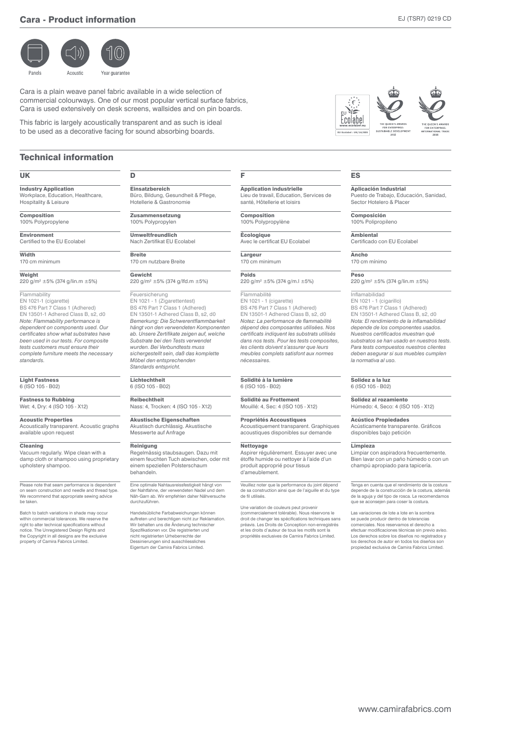## Cara - Product information

EJ (TSR7) 0219 CD

Panels
Acoustic
Year guarantee

Cara is a plain weave panel fabric available in a wide selection of commercial colourways. One of our most popular vertical surface fabrics, Cara is used extensively on desk screens, wallsides and on pin boards.

This fabric is largely acoustically transparent and as such is ideal to be used as a decorative facing for sound absorbing boards.

EU Ecolabel
www.ecolabel.eu
EU Ecolabel : UK/16/005

THE QUEEN'S AWARDS FOR ENTERPRISE: SUSTAINABLE DEVELOPMENT 2011

THE QUEEN'S AWARDS FOR ENTERPRISE: INTERNATIONAL TRADE 2016

## Technical information

### UK

**Industry Application**
Workplace, Education, Healthcare, Hospitality & Leisure

**Composition**
100% Polypropylene

**Environment**
Certified to the EU Ecolabel

**Width**
170 cm minimum

**Weight**
220 g/m² ±5% (374 g/lin.m ±5%)

Flammability
EN 1021-1 (cigarette)
BS 476 Part 7 Class 1 (Adhered)
EN 13501-1 Adhered Class B, s2, d0
*Note: Flammability performance is dependent on components used. Our certificates show what substrates have been used in our tests. For composite tests customers must ensure their complete furniture meets the necessary standards.*

**Light Fastness**
6 (ISO 105 - B02)

**Fastness to Rubbing**
Wet: 4, Dry: 4 (ISO 105 - X12)

**Acoustic Properties**
Acoustically transparent. Acoustic graphs available upon request

**Cleaning**
Vacuum regularly. Wipe clean with a damp cloth or shampoo using proprietary upholstery shampoo.

Please note that seam performance is dependent on seam construction and needle and thread type. We recommend that appropriate sewing advice be taken.

Batch to batch variations in shade may occur within commercial tolerances. We reserve the right to alter technical specifications without notice. The Unregistered Design Rights and the Copyright in all designs are the exclusive property of Camira Fabrics Limited.

### D

**Einsatzbereich**
Büro, Bildung, Gesundheit & Pflege, Hotellerie & Gastronomie

**Zusammensetzung**
100% Polypropylen

**Umweltfreundlich**
Nach Zertifikat EU Ecolabel

**Breite**
170 cm nutzbare Breite

**Gewicht**
220 g/m² ±5% (374 g/lfd.m ±5%)

Feuersicherung
EN 1021 - 1 (Zigarettentest)
BS 476 Part 7 Class 1 (Adhered)
EN 13501-1 Adhered Class B, s2, d0
*Bemerkung: Die Schwerentflammbarkeit hängt von den verwendeten Komponenten ab. Unsere Zertifikate zeigen auf, welche Substrate bei den Tests verwendet wurden. Bei Verbundtests muss sichergestellt sein, daß das komplette Möbel den entsprechenden Standards entspricht.*

**Lichtechtheit**
6 (ISO 105 - B02)

**Reibechtheit**
Nass: 4, Trocken: 4 (ISO 105 - X12)

**Akustische Eigenschaften**
Akustisch durchlässig. Akustische Messwerte auf Anfrage

**Reinigung**
Regelmässig staubsaugen. Dazu mit einem feuchten Tuch abwischen, oder mit einem speziellen Polsterschaum behandeln.

Eine optimale Nahtausreissfestigkeit hängt von der Nahtfahne, der verwendeten Nadel und dem Näh-Garn ab. Wir empfehlen daher Nähversuche durchzuführen.

Handelsübliche Farbabweichungen können auftreten und berechtigen nicht zur Reklamation. Wir behalten uns die Änderung technischer Spezifikationen vor. Die registrierten und nicht registrierten Urheberrechte der Dessinierungen sind ausschliessliches Eigentum der Camira Fabrics Limited.

### F

**Application industrielle**
Lieu de travail, Education, Services de santé, Hôtellerie et loisirs

**Composition**
100% Polypropylène

**Écologique**
Avec le certificat EU Ecolabel

**Largeur**
170 cm minimum

**Poids**
220 g/m² ±5% (374 g/m.l ±5%)

Flammabilité
EN 1021 - 1 (cigarette)
BS 476 Part 7 Class 1 (Adhered)
EN 13501-1 Adhered Class B, s2, d0
*Notez: La performance de flammabilité dépend des composantes utilisées. Nos certificats indiquent les substrats utilisés dans nos tests. Pour les tests composites, les clients doivent s'assurer que leurs meubles complets satisfont aux normes nécessaires.*

**Solidité à la lumière**
6 (ISO 105 - B02)

**Solidité au Frottement**
Mouillé: 4, Sec: 4 (ISO 105 - X12)

**Propriétés Accoustiques**
Acoustiquement transparent. Graphiques acoustiques disponibles sur demande

**Nettoyage**
Aspirer régulièrement. Essuyer avec une étoffe humide ou nettoyer à l'aide d'un produit approprié pour tissus d'ameublement.

Veuillez noter que la performance du joint dépend de sa construction ainsi que de l'aiguille et du type de fil utilisés.

Une variation de couleurs peut provenir (commercialement tolérable). Nous réservons le droit de changer les spécifications techniques sans préavis. Les Droits de Conception non-enregistrés et les droits d'auteur de tous les motifs sont la propriétés exclusives de Camira Fabrics Limited.

### ES

**Aplicación Industrial**
Puesto de Trabajo, Educación, Sanidad, Sector Hotelero & Placer

**Composición**
100% Polipropileno

**Ambiental**
Certificado con EU Ecolabel

**Ancho**
170 cm mínimo

**Peso**
220 g/m² ±5% (374 g/lin.m ±5%)

Inflamabilidad
EN 1021 - 1 (cigarillo)
BS 476 Part 7 Class 1 (Adhered)
EN 13501-1 Adhered Class B, s2, d0
*Nota: El rendimiento de la inflamabilidad depende de los componentes usados. Nuestros certificados muestran qué substratos se han usado en nuestros tests. Para tests compuestos nuestros clientes deben asegurar si sus muebles cumplen la normativa al uso.*

**Solidez a la luz**
6 (ISO 105 - B02)

**Solidez al rozamiento**
Húmedo: 4, Seco: 4 (ISO 105 - X12)

**Acústico Propiedades**
Acústicamente transparente. Gráficos disponibles bajo petición

**Limpieza**
Limpiar con aspiradora frecuentemente. Bien lavar con un paño húmedo o con un champú apropiado para tapicería.

Tenga en cuenta que el rendimiento de la costura depende de la construcción de la costura, además de la aguja y del tipo de rosca. Le recomendamos que se aconsejen para coser la costura.

Las variaciones de lote a lote en la sombra se puede producir dentro de tolerancias comerciales. Nos reservamos el derecho a efectuar modificaciones técnicas sin previo aviso. Los derechos sobre los diseños no registrados y los derechos de autor en todos los diseños son propiedad exclusiva de Camira Fabrics Limited.

www.camirafabrics.com